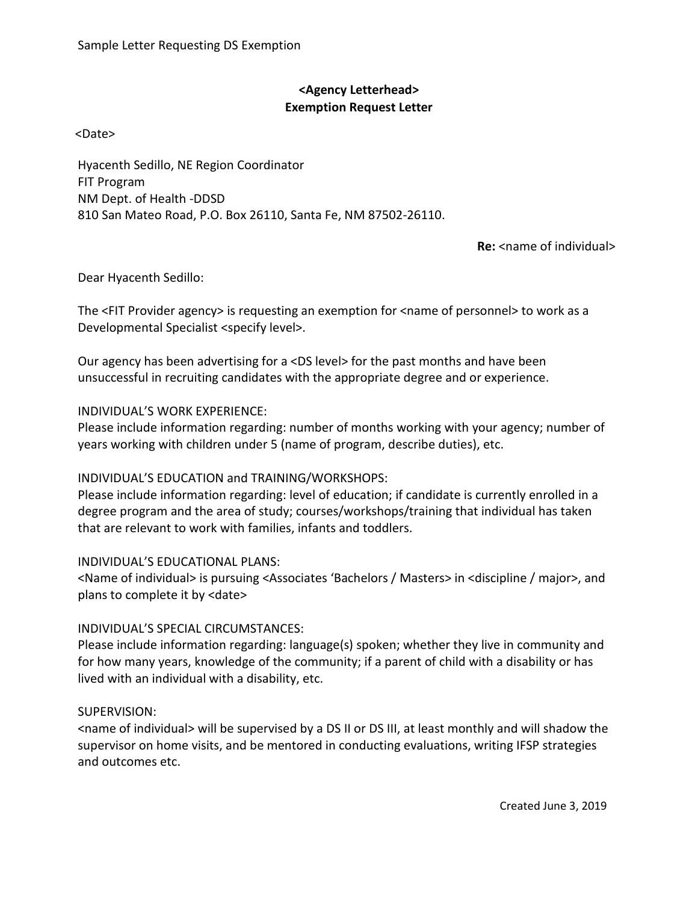Sample Letter Requesting DS Exemption

**<Agency Letterhead>**
**Exemption Request Letter**

<Date>

Hyacenth Sedillo, NE Region Coordinator
FIT Program
NM Dept. of Health -DDSD
810 San Mateo Road, P.O. Box 26110, Santa Fe, NM 87502-26110.

**Re:** <name of individual>

Dear Hyacenth Sedillo:

The <FIT Provider agency> is requesting an exemption for <name of personnel> to work as a Developmental Specialist <specify level>.

Our agency has been advertising for a <DS level> for the past months and have been unsuccessful in recruiting candidates with the appropriate degree and or experience.

INDIVIDUAL'S WORK EXPERIENCE:
Please include information regarding: number of months working with your agency; number of years working with children under 5 (name of program, describe duties), etc.

INDIVIDUAL'S EDUCATION and TRAINING/WORKSHOPS:
Please include information regarding: level of education; if candidate is currently enrolled in a degree program and the area of study; courses/workshops/training that individual has taken that are relevant to work with families, infants and toddlers.

INDIVIDUAL'S EDUCATIONAL PLANS:
<Name of individual> is pursuing <Associates 'Bachelors / Masters> in <discipline / major>, and plans to complete it by <date>

INDIVIDUAL'S SPECIAL CIRCUMSTANCES:
Please include information regarding: language(s) spoken; whether they live in community and for how many years, knowledge of the community; if a parent of child with a disability or has lived with an individual with a disability, etc.

SUPERVISION:
<name of individual> will be supervised by a DS II or DS III, at least monthly and will shadow the supervisor on home visits, and be mentored in conducting evaluations, writing IFSP strategies and outcomes etc.

Created June 3, 2019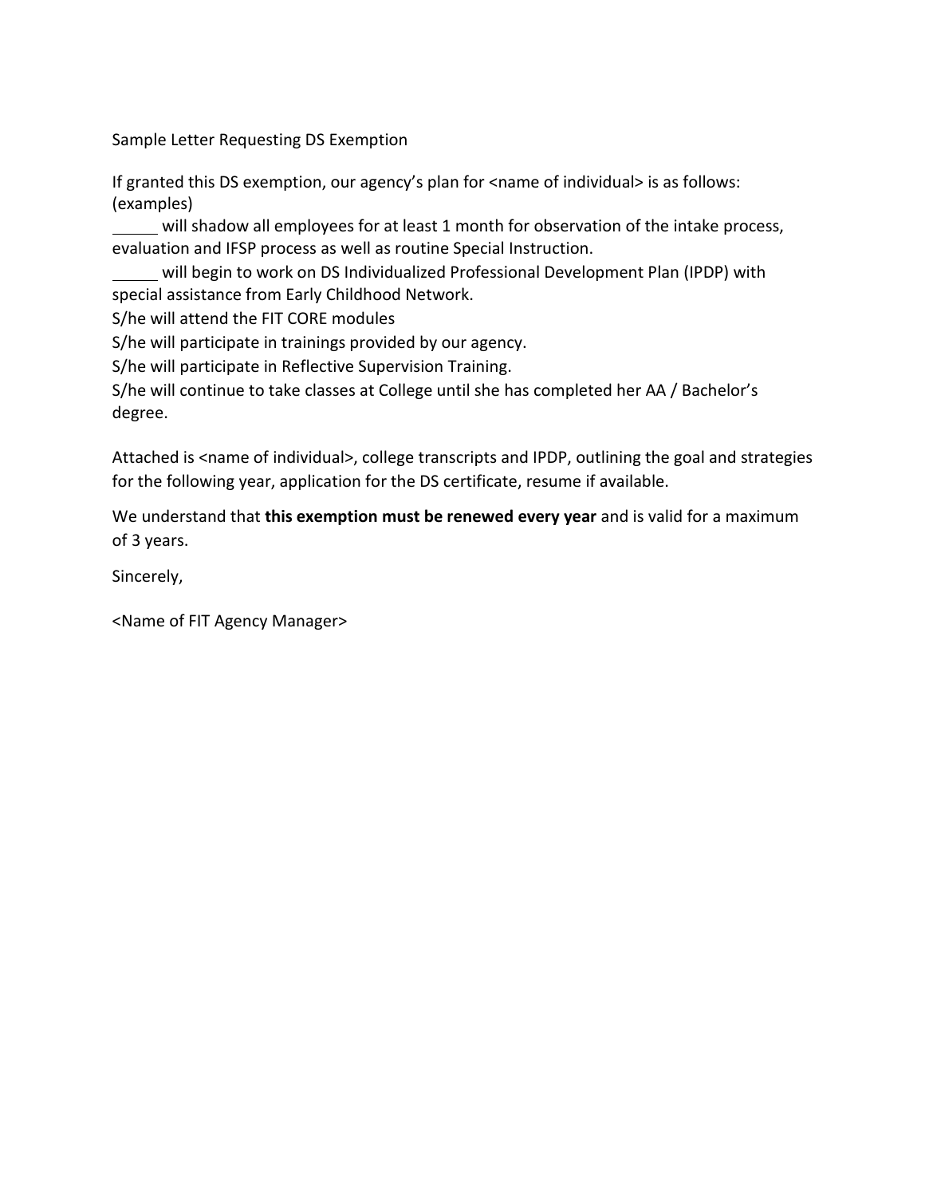Sample Letter Requesting DS Exemption

If granted this DS exemption, our agency's plan for <name of individual> is as follows: (examples)

_____ will shadow all employees for at least 1 month for observation of the intake process, evaluation and IFSP process as well as routine Special Instruction.

_____ will begin to work on DS Individualized Professional Development Plan (IPDP) with special assistance from Early Childhood Network.

S/he will attend the FIT CORE modules

S/he will participate in trainings provided by our agency.

S/he will participate in Reflective Supervision Training.

S/he will continue to take classes at College until she has completed her AA / Bachelor's degree.

Attached is <name of individual>, college transcripts and IPDP, outlining the goal and strategies for the following year, application for the DS certificate, resume if available.

We understand that **this exemption must be renewed every year** and is valid for a maximum of 3 years.

Sincerely,

<Name of FIT Agency Manager>